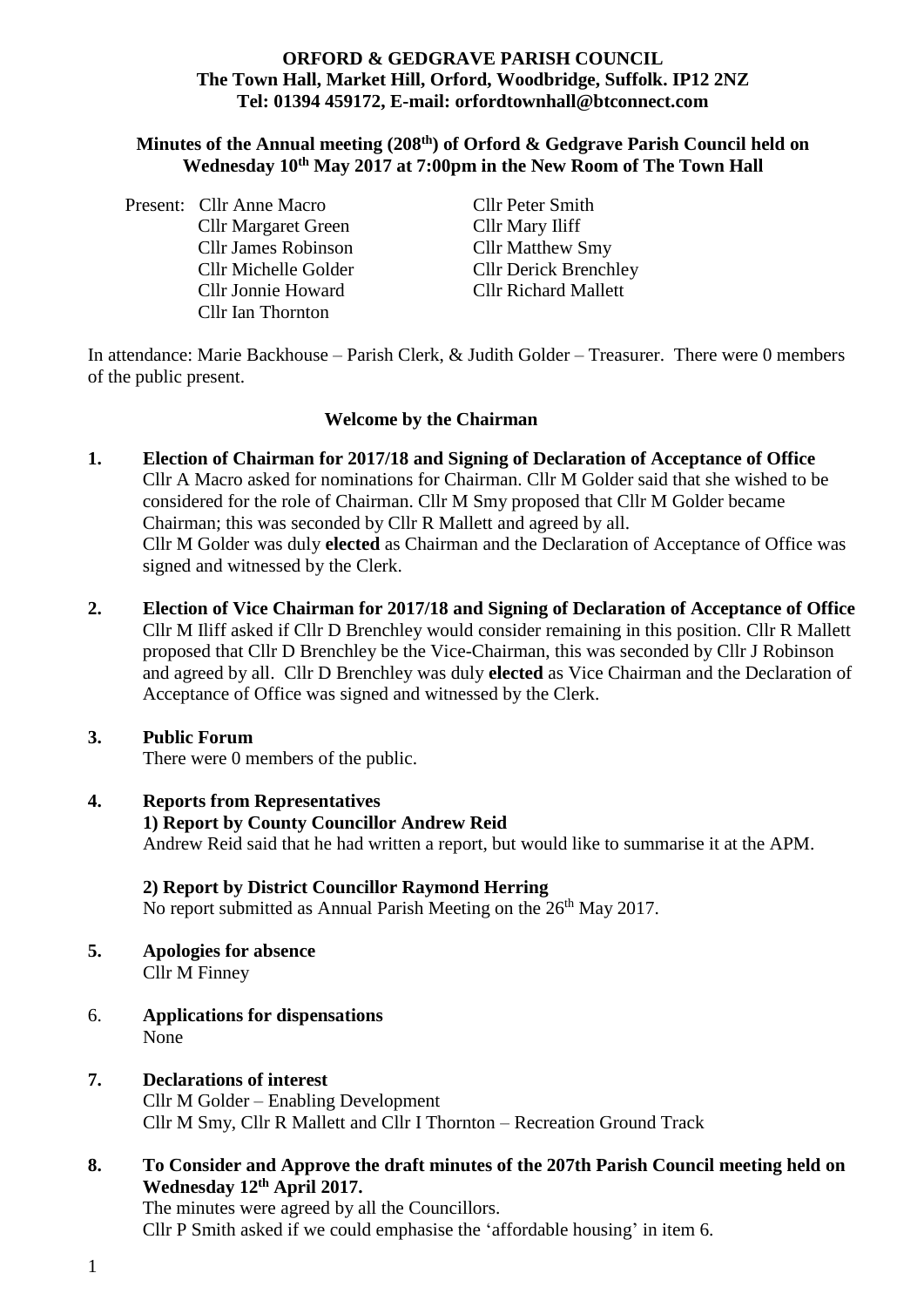**ORFORD & GEDGRAVE PARISH COUNCIL**
**The Town Hall, Market Hill, Orford, Woodbridge, Suffolk. IP12 2NZ**
**Tel: 01394 459172, E-mail: orfordtownhall@btconnect.com**

**Minutes of the Annual meeting (208th) of Orford & Gedgrave Parish Council held on Wednesday 10th May 2017 at 7:00pm in the New Room of The Town Hall**

Present: Cllr Anne Macro, Cllr Margaret Green, Cllr James Robinson, Cllr Michelle Golder, Cllr Jonnie Howard, Cllr Ian Thornton, Cllr Peter Smith, Cllr Mary Iliff, Cllr Matthew Smy, Cllr Derick Brenchley, Cllr Richard Mallett

In attendance: Marie Backhouse – Parish Clerk, & Judith Golder – Treasurer. There were 0 members of the public present.

**Welcome by the Chairman**

**1. Election of Chairman for 2017/18 and Signing of Declaration of Acceptance of Office**

Cllr A Macro asked for nominations for Chairman. Cllr M Golder said that she wished to be considered for the role of Chairman. Cllr M Smy proposed that Cllr M Golder became Chairman; this was seconded by Cllr R Mallett and agreed by all.
Cllr M Golder was duly **elected** as Chairman and the Declaration of Acceptance of Office was signed and witnessed by the Clerk.

**2. Election of Vice Chairman for 2017/18 and Signing of Declaration of Acceptance of Office**

Cllr M Iliff asked if Cllr D Brenchley would consider remaining in this position. Cllr R Mallett proposed that Cllr D Brenchley be the Vice-Chairman, this was seconded by Cllr J Robinson and agreed by all. Cllr D Brenchley was duly **elected** as Vice Chairman and the Declaration of Acceptance of Office was signed and witnessed by the Clerk.

**3. Public Forum**

There were 0 members of the public.

**4. Reports from Representatives**

**1) Report by County Councillor Andrew Reid**

Andrew Reid said that he had written a report, but would like to summarise it at the APM.

**2) Report by District Councillor Raymond Herring**

No report submitted as Annual Parish Meeting on the 26th May 2017.

**5. Apologies for absence**

Cllr M Finney

6. **Applications for dispensations**

None

**7. Declarations of interest**

Cllr M Golder – Enabling Development
Cllr M Smy, Cllr R Mallett and Cllr I Thornton – Recreation Ground Track

**8. To Consider and Approve the draft minutes of the 207th Parish Council meeting held on Wednesday 12th April 2017.**

The minutes were agreed by all the Councillors.
Cllr P Smith asked if we could emphasise the 'affordable housing' in item 6.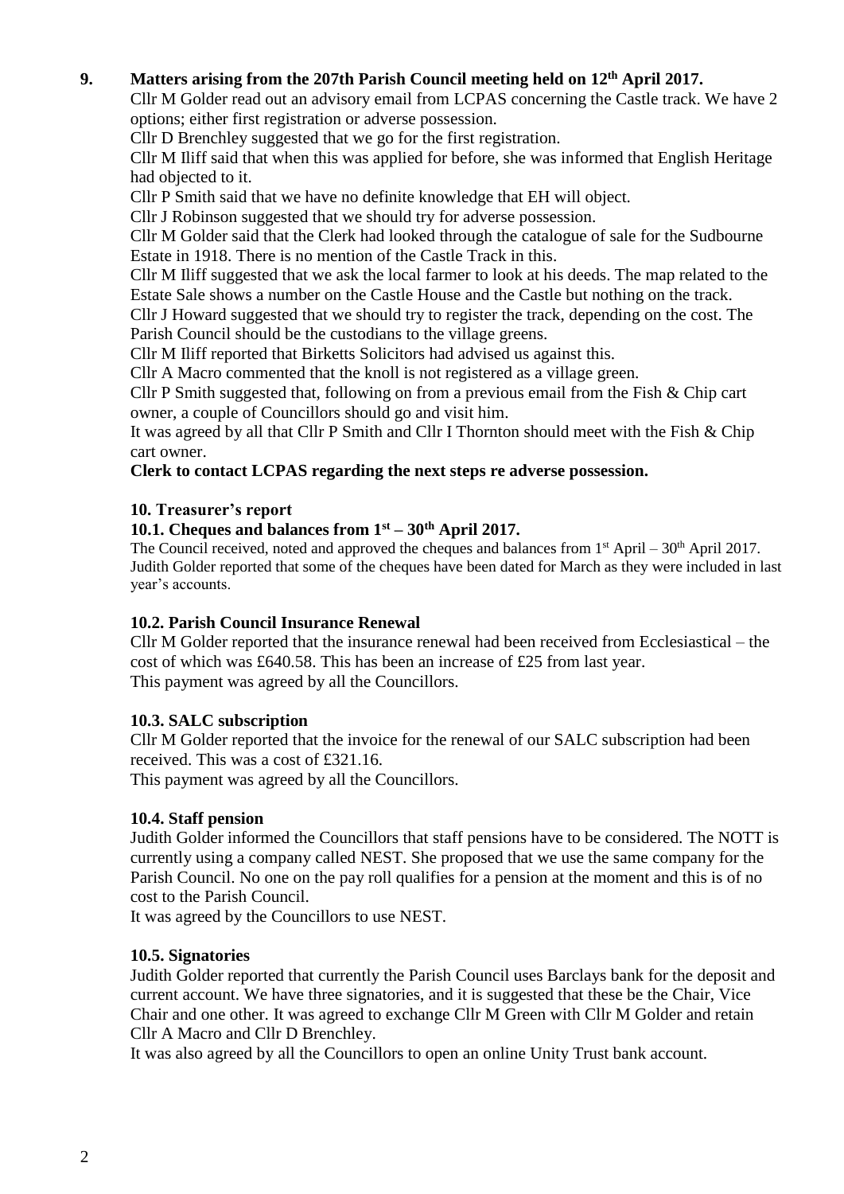## 9. Matters arising from the 207th Parish Council meeting held on 12th April 2017.

Cllr M Golder read out an advisory email from LCPAS concerning the Castle track. We have 2 options; either first registration or adverse possession.

Cllr D Brenchley suggested that we go for the first registration.

Cllr M Iliff said that when this was applied for before, she was informed that English Heritage had objected to it.

Cllr P Smith said that we have no definite knowledge that EH will object.

Cllr J Robinson suggested that we should try for adverse possession.

Cllr M Golder said that the Clerk had looked through the catalogue of sale for the Sudbourne Estate in 1918. There is no mention of the Castle Track in this.

Cllr M Iliff suggested that we ask the local farmer to look at his deeds. The map related to the Estate Sale shows a number on the Castle House and the Castle but nothing on the track.

Cllr J Howard suggested that we should try to register the track, depending on the cost. The Parish Council should be the custodians to the village greens.

Cllr M Iliff reported that Birketts Solicitors had advised us against this.

Cllr A Macro commented that the knoll is not registered as a village green.

Cllr P Smith suggested that, following on from a previous email from the Fish & Chip cart owner, a couple of Councillors should go and visit him.

It was agreed by all that Cllr P Smith and Cllr I Thornton should meet with the Fish & Chip cart owner.

**Clerk to contact LCPAS regarding the next steps re adverse possession.**

### 10. Treasurer's report

#### 10.1. Cheques and balances from 1st – 30th April 2017.

The Council received, noted and approved the cheques and balances from 1st April – 30th April 2017. Judith Golder reported that some of the cheques have been dated for March as they were included in last year's accounts.

#### 10.2. Parish Council Insurance Renewal

Cllr M Golder reported that the insurance renewal had been received from Ecclesiastical – the cost of which was £640.58. This has been an increase of £25 from last year.

This payment was agreed by all the Councillors.

#### 10.3. SALC subscription

Cllr M Golder reported that the invoice for the renewal of our SALC subscription had been received. This was a cost of £321.16.

This payment was agreed by all the Councillors.

#### 10.4. Staff pension

Judith Golder informed the Councillors that staff pensions have to be considered. The NOTT is currently using a company called NEST. She proposed that we use the same company for the Parish Council. No one on the pay roll qualifies for a pension at the moment and this is of no cost to the Parish Council.

It was agreed by the Councillors to use NEST.

#### 10.5. Signatories

Judith Golder reported that currently the Parish Council uses Barclays bank for the deposit and current account. We have three signatories, and it is suggested that these be the Chair, Vice Chair and one other. It was agreed to exchange Cllr M Green with Cllr M Golder and retain Cllr A Macro and Cllr D Brenchley.

It was also agreed by all the Councillors to open an online Unity Trust bank account.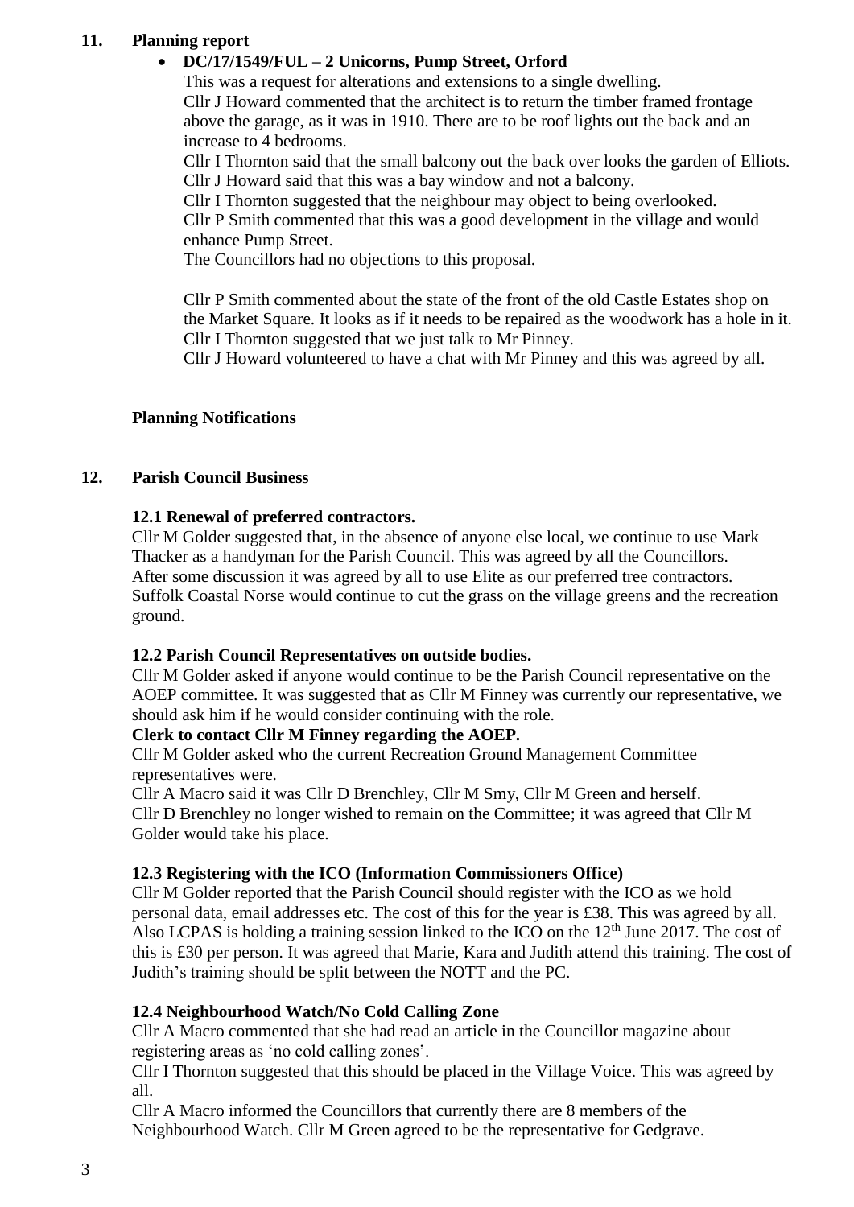## 11. Planning report

- **DC/17/1549/FUL – 2 Unicorns, Pump Street, Orford**

  This was a request for alterations and extensions to a single dwelling.
  Cllr J Howard commented that the architect is to return the timber framed frontage above the garage, as it was in 1910. There are to be roof lights out the back and an increase to 4 bedrooms.
  Cllr I Thornton said that the small balcony out the back over looks the garden of Elliots.
  Cllr J Howard said that this was a bay window and not a balcony.
  Cllr I Thornton suggested that the neighbour may object to being overlooked.
  Cllr P Smith commented that this was a good development in the village and would enhance Pump Street.
  The Councillors had no objections to this proposal.

  Cllr P Smith commented about the state of the front of the old Castle Estates shop on the Market Square. It looks as if it needs to be repaired as the woodwork has a hole in it.
  Cllr I Thornton suggested that we just talk to Mr Pinney.
  Cllr J Howard volunteered to have a chat with Mr Pinney and this was agreed by all.

**Planning Notifications**

## 12. Parish Council Business

**12.1 Renewal of preferred contractors.**

Cllr M Golder suggested that, in the absence of anyone else local, we continue to use Mark Thacker as a handyman for the Parish Council. This was agreed by all the Councillors.
After some discussion it was agreed by all to use Elite as our preferred tree contractors.
Suffolk Coastal Norse would continue to cut the grass on the village greens and the recreation ground.

**12.2 Parish Council Representatives on outside bodies.**

Cllr M Golder asked if anyone would continue to be the Parish Council representative on the AOEP committee. It was suggested that as Cllr M Finney was currently our representative, we should ask him if he would consider continuing with the role.

**Clerk to contact Cllr M Finney regarding the AOEP.**

Cllr M Golder asked who the current Recreation Ground Management Committee representatives were.
Cllr A Macro said it was Cllr D Brenchley, Cllr M Smy, Cllr M Green and herself.
Cllr D Brenchley no longer wished to remain on the Committee; it was agreed that Cllr M Golder would take his place.

**12.3 Registering with the ICO (Information Commissioners Office)**

Cllr M Golder reported that the Parish Council should register with the ICO as we hold personal data, email addresses etc. The cost of this for the year is £38. This was agreed by all. Also LCPAS is holding a training session linked to the ICO on the 12th June 2017. The cost of this is £30 per person. It was agreed that Marie, Kara and Judith attend this training. The cost of Judith's training should be split between the NOTT and the PC.

**12.4 Neighbourhood Watch/No Cold Calling Zone**

Cllr A Macro commented that she had read an article in the Councillor magazine about registering areas as 'no cold calling zones'.
Cllr I Thornton suggested that this should be placed in the Village Voice. This was agreed by all.
Cllr A Macro informed the Councillors that currently there are 8 members of the Neighbourhood Watch. Cllr M Green agreed to be the representative for Gedgrave.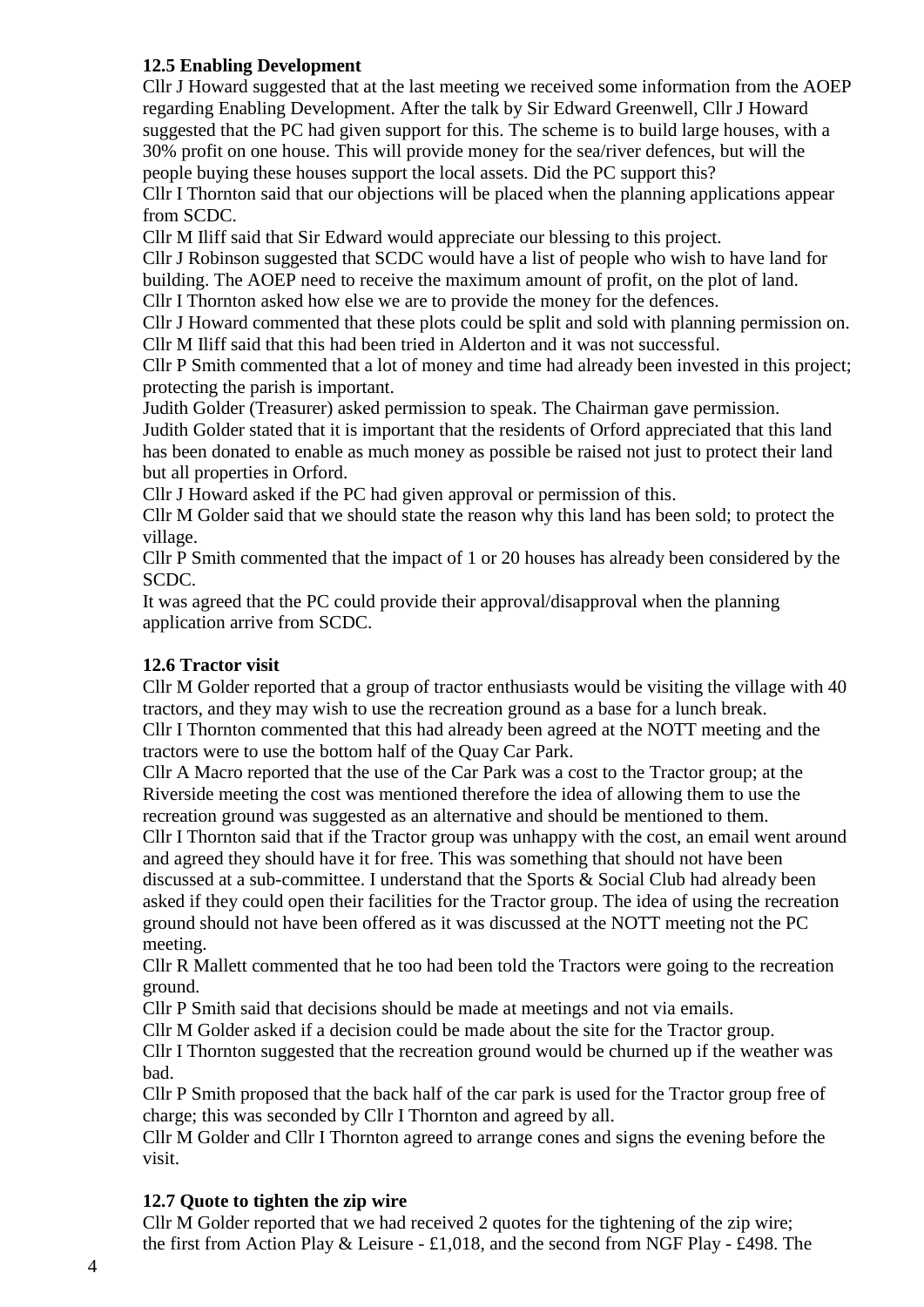**12.5 Enabling Development**

Cllr J Howard suggested that at the last meeting we received some information from the AOEP regarding Enabling Development. After the talk by Sir Edward Greenwell, Cllr J Howard suggested that the PC had given support for this. The scheme is to build large houses, with a 30% profit on one house. This will provide money for the sea/river defences, but will the people buying these houses support the local assets. Did the PC support this?

Cllr I Thornton said that our objections will be placed when the planning applications appear from SCDC.

Cllr M Iliff said that Sir Edward would appreciate our blessing to this project.

Cllr J Robinson suggested that SCDC would have a list of people who wish to have land for building. The AOEP need to receive the maximum amount of profit, on the plot of land.

Cllr I Thornton asked how else we are to provide the money for the defences.

Cllr J Howard commented that these plots could be split and sold with planning permission on.

Cllr M Iliff said that this had been tried in Alderton and it was not successful.

Cllr P Smith commented that a lot of money and time had already been invested in this project; protecting the parish is important.

Judith Golder (Treasurer) asked permission to speak. The Chairman gave permission.

Judith Golder stated that it is important that the residents of Orford appreciated that this land has been donated to enable as much money as possible be raised not just to protect their land but all properties in Orford.

Cllr J Howard asked if the PC had given approval or permission of this.

Cllr M Golder said that we should state the reason why this land has been sold; to protect the village.

Cllr P Smith commented that the impact of 1 or 20 houses has already been considered by the SCDC.

It was agreed that the PC could provide their approval/disapproval when the planning application arrive from SCDC.

**12.6 Tractor visit**

Cllr M Golder reported that a group of tractor enthusiasts would be visiting the village with 40 tractors, and they may wish to use the recreation ground as a base for a lunch break.

Cllr I Thornton commented that this had already been agreed at the NOTT meeting and the tractors were to use the bottom half of the Quay Car Park.

Cllr A Macro reported that the use of the Car Park was a cost to the Tractor group; at the Riverside meeting the cost was mentioned therefore the idea of allowing them to use the recreation ground was suggested as an alternative and should be mentioned to them.

Cllr I Thornton said that if the Tractor group was unhappy with the cost, an email went around and agreed they should have it for free. This was something that should not have been discussed at a sub-committee. I understand that the Sports & Social Club had already been asked if they could open their facilities for the Tractor group. The idea of using the recreation ground should not have been offered as it was discussed at the NOTT meeting not the PC meeting.

Cllr R Mallett commented that he too had been told the Tractors were going to the recreation ground.

Cllr P Smith said that decisions should be made at meetings and not via emails.

Cllr M Golder asked if a decision could be made about the site for the Tractor group.

Cllr I Thornton suggested that the recreation ground would be churned up if the weather was bad.

Cllr P Smith proposed that the back half of the car park is used for the Tractor group free of charge; this was seconded by Cllr I Thornton and agreed by all.

Cllr M Golder and Cllr I Thornton agreed to arrange cones and signs the evening before the visit.

**12.7 Quote to tighten the zip wire**

Cllr M Golder reported that we had received 2 quotes for the tightening of the zip wire; the first from Action Play & Leisure - £1,018, and the second from NGF Play - £498. The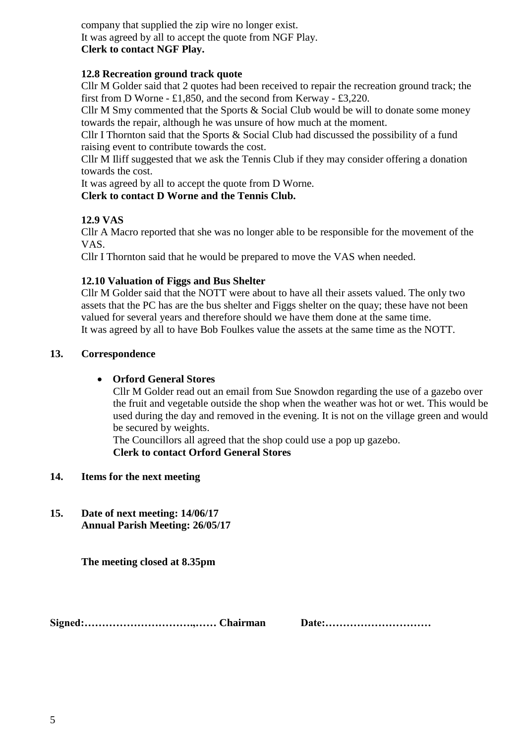company that supplied the zip wire no longer exist.
It was agreed by all to accept the quote from NGF Play.
**Clerk to contact NGF Play.**

**12.8 Recreation ground track quote**

Cllr M Golder said that 2 quotes had been received to repair the recreation ground track; the first from D Worne - £1,850, and the second from Kerway - £3,220.
Cllr M Smy commented that the Sports & Social Club would be will to donate some money towards the repair, although he was unsure of how much at the moment.
Cllr I Thornton said that the Sports & Social Club had discussed the possibility of a fund raising event to contribute towards the cost.
Cllr M Iliff suggested that we ask the Tennis Club if they may consider offering a donation towards the cost.
It was agreed by all to accept the quote from D Worne.
**Clerk to contact D Worne and the Tennis Club.**

**12.9 VAS**

Cllr A Macro reported that she was no longer able to be responsible for the movement of the VAS.
Cllr I Thornton said that he would be prepared to move the VAS when needed.

**12.10 Valuation of Figgs and Bus Shelter**

Cllr M Golder said that the NOTT were about to have all their assets valued. The only two assets that the PC has are the bus shelter and Figgs shelter on the quay; these have not been valued for several years and therefore should we have them done at the same time.
It was agreed by all to have Bob Foulkes value the assets at the same time as the NOTT.

**13. Correspondence**

- **Orford General Stores**
  Cllr M Golder read out an email from Sue Snowdon regarding the use of a gazebo over the fruit and vegetable outside the shop when the weather was hot or wet. This would be used during the day and removed in the evening. It is not on the village green and would be secured by weights.
  The Councillors all agreed that the shop could use a pop up gazebo.
  **Clerk to contact Orford General Stores**

**14. Items for the next meeting**

**15. Date of next meeting: 14/06/17**
**Annual Parish Meeting: 26/05/17**

**The meeting closed at 8.35pm**

**Signed:…………………………..…… Chairman Date:…………………………**